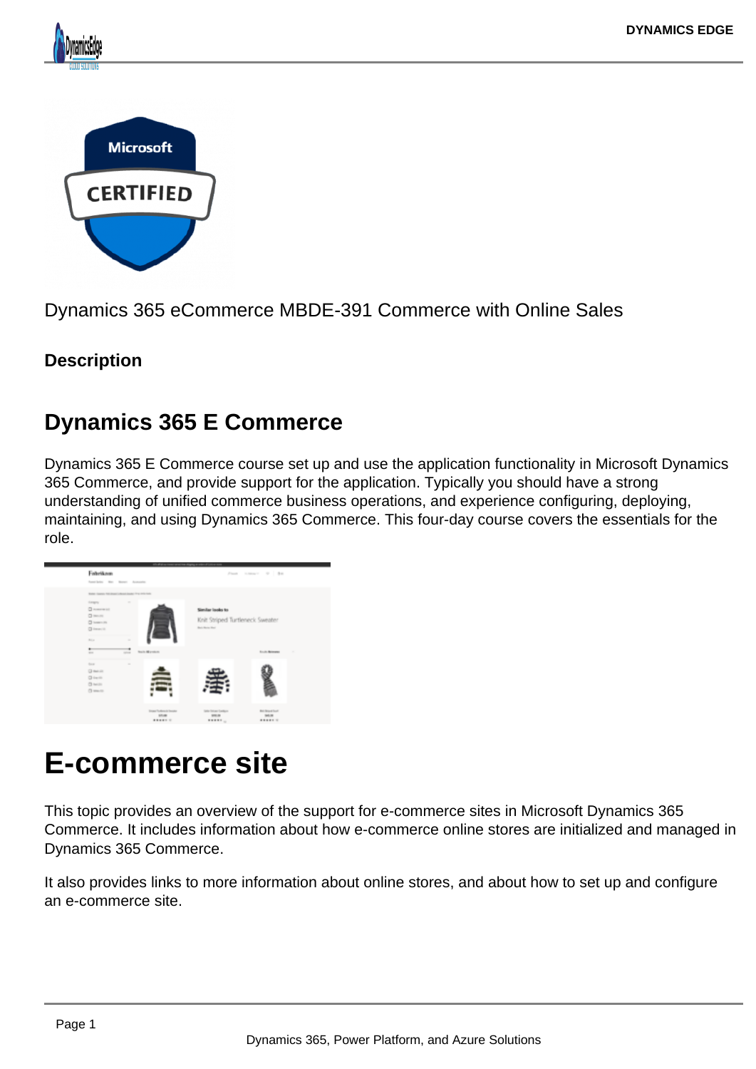Dynamics 365 eCommerce MBDE-391 Commerce with Online Sales

**Description**

## Dynamics 365 E Commerce

Dynamics 365 E Commerce course set up and use the application functionality in Microsoft Dynamics 365 Commerce, and provide support for the application. Typically you should have a strong understanding of unified commerce business operations, and experience configuring, deploying, maintaining, and using Dynamics 365 Commerce. This four-day course covers the essentials for the role.

# E-commerce site

This topic provides an overview of the support for e-commerce sites in Microsoft Dynamics 365 Commerce. It includes information about how e-commerce online stores are initialized and managed in Dynamics 365 Commerce.

It also provides links to more information about online stores, and about how to set up and configure an e-commerce site.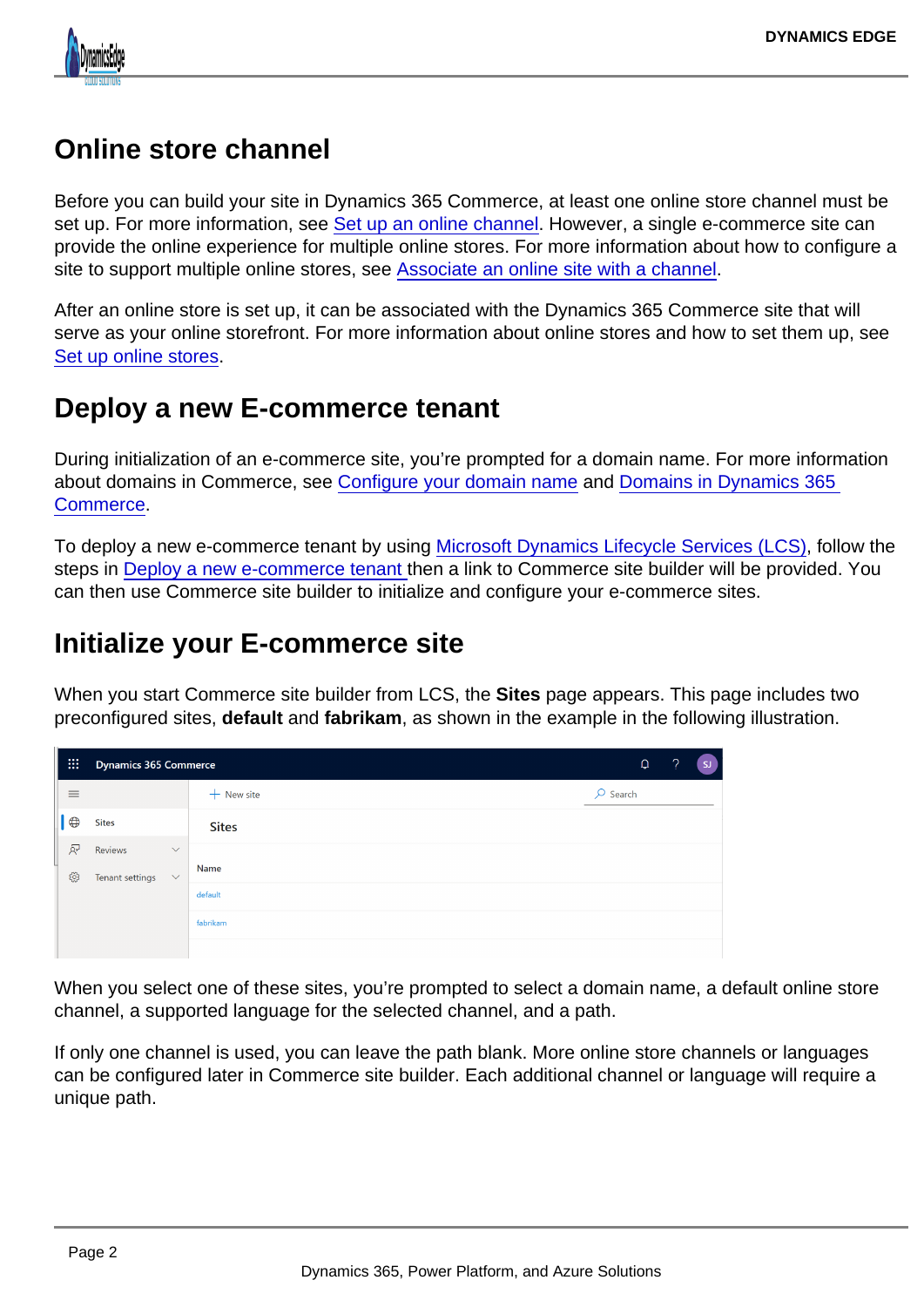## Online store channel

Before you can build your site in Dynamics 365 Commerce, at least one online store channel must be set up. For more information, see Set up an online channel. However, a single e-commerce site can provide the online experience for multiple online stores. For more information about how to configure a site to support multiple online stores, see Associate an online site with a channel.

After an online store is set up, it can be associated with the Dynamics 365 Commerce site that will serve as your online storefront. For more information about online stores and how to set them up, see Set up online stores.

## Deploy a new E-commerce tenant

During initialization of an e-commerce site, you're prompted for a domain name. For more information about domains in Commerce, see Configure your domain name and Domains in Dynamics 365 Commerce.

To deploy a new e-commerce tenant by using Microsoft Dynamics Lifecycle Services (LCS), follow the steps in Deploy a new e-commerce tenant then a link to Commerce site builder will be provided. You can then use Commerce site builder to initialize and configure your e-commerce sites.

## Initialize your E-commerce site

When you start Commerce site builder from LCS, the **Sites** page appears. This page includes two preconfigured sites, **default** and **fabrikam**, as shown in the example in the following illustration.

When you select one of these sites, you're prompted to select a domain name, a default online store channel, a supported language for the selected channel, and a path.

If only one channel is used, you can leave the path blank. More online store channels or languages can be configured later in Commerce site builder. Each additional channel or language will require a unique path.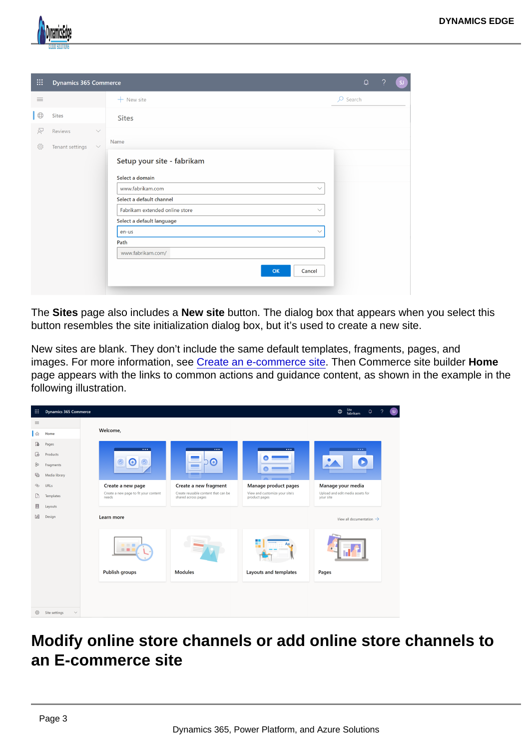The **Sites** page also includes a **New site** button. The dialog box that appears when you select this button resembles the site initialization dialog box, but it's used to create a new site.

New sites are blank. They don't include the same default templates, fragments, pages, and images. For more information, see [Create an e-commerce site](). Then Commerce site builder **Home** page appears with the links to common actions and guidance content, as shown in the example in the following illustration.

# Modify online store channels or add online store channels to an E-commerce site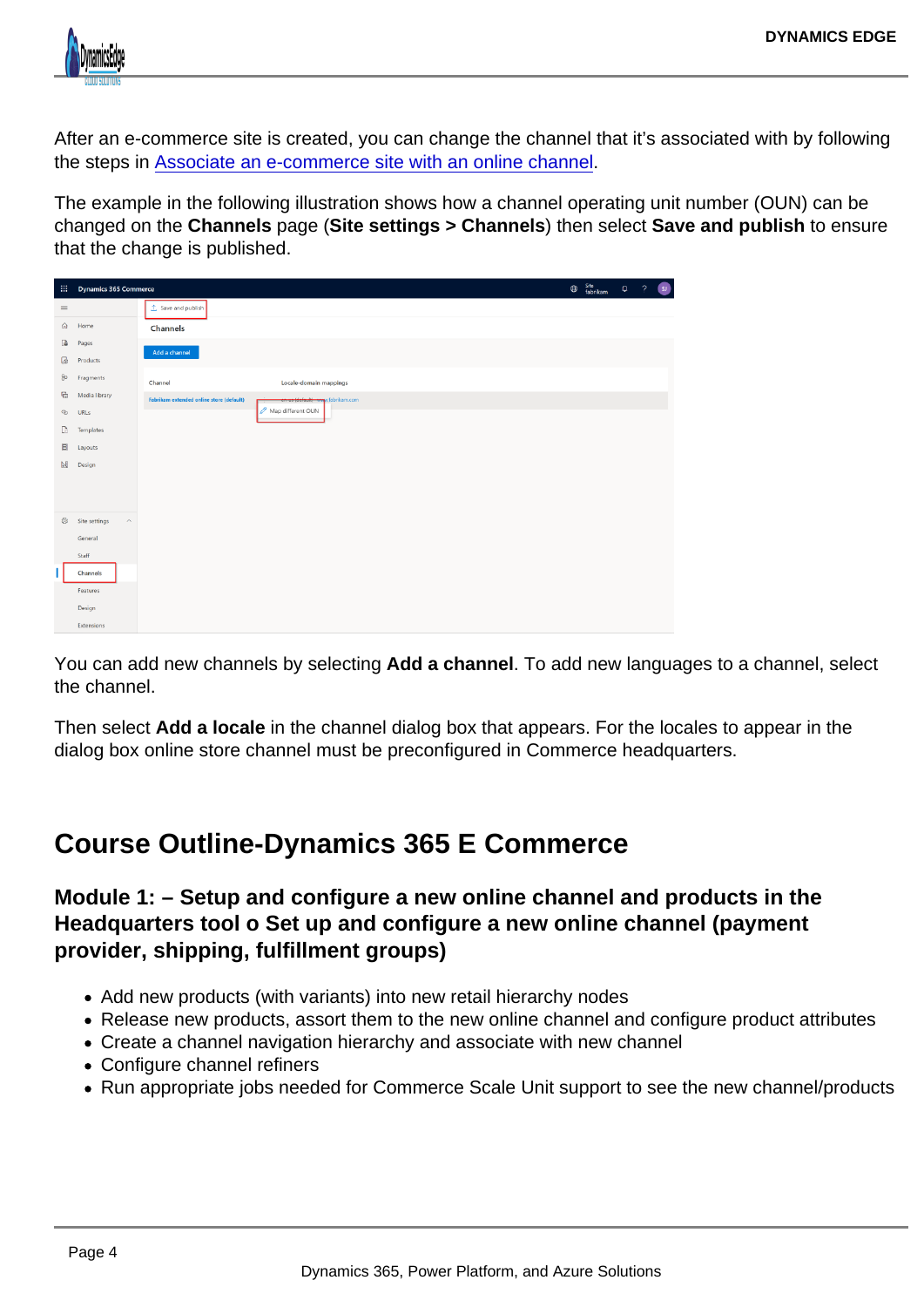After an e-commerce site is created, you can change the channel that it's associated with by following the steps in Associate an e-commerce site with an online channel.

The example in the following illustration shows how a channel operating unit number (OUN) can be changed on the **Channels** page (**Site settings > Channels**) then select **Save and publish** to ensure that the change is published.

You can add new channels by selecting **Add a channel**. To add new languages to a channel, select the channel.

Then select **Add a locale** in the channel dialog box that appears. For the locales to appear in the dialog box online store channel must be preconfigured in Commerce headquarters.

## Course Outline-Dynamics 365 E Commerce

### Module 1: – Setup and configure a new online channel and products in the Headquarters tool o Set up and configure a new online channel (payment provider, shipping, fulfillment groups)

- Add new products (with variants) into new retail hierarchy nodes
- Release new products, assort them to the new online channel and configure product attributes
- Create a channel navigation hierarchy and associate with new channel
- Configure channel refiners
- Run appropriate jobs needed for Commerce Scale Unit support to see the new channel/products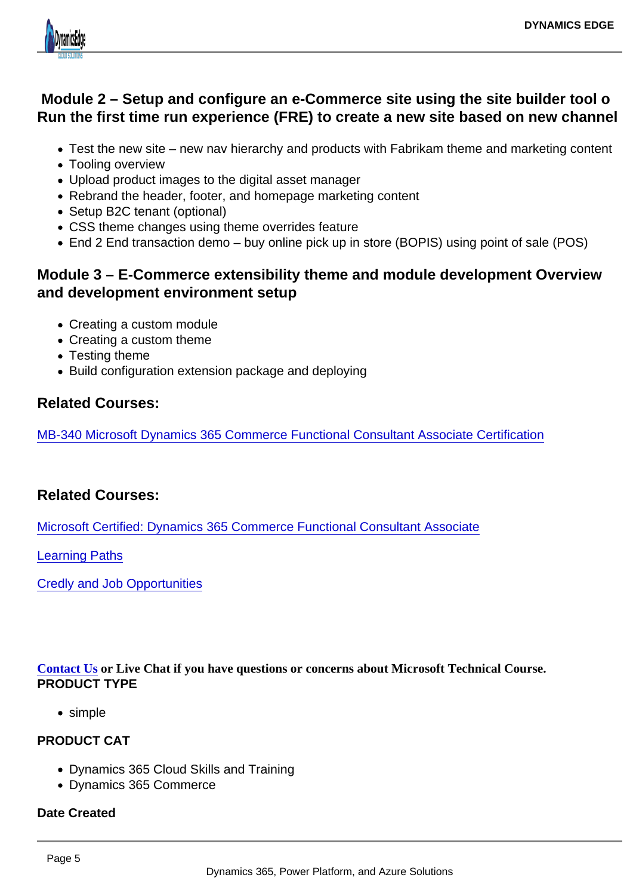## Module 2 – Setup and configure an e-Commerce site using the site builder tool o Run the first time run experience (FRE) to create a new site based on new channel

- Test the new site – new nav hierarchy and products with Fabrikam theme and marketing content
- Tooling overview
- Upload product images to the digital asset manager
- Rebrand the header, footer, and homepage marketing content
- Setup B2C tenant (optional)
- CSS theme changes using theme overrides feature
- End 2 End transaction demo – buy online pick up in store (BOPIS) using point of sale (POS)

## Module 3 – E-Commerce extensibility theme and module development Overview and development environment setup

- Creating a custom module
- Creating a custom theme
- Testing theme
- Build configuration extension package and deploying

### Related Courses:

MB-340 Microsoft Dynamics 365 Commerce Functional Consultant Associate Certification

### Related Courses:

Microsoft Certified: Dynamics 365 Commerce Functional Consultant Associate

Learning Paths

Credly and Job Opportunities

**Contact Us or Live Chat if you have questions or concerns about Microsoft Technical Course.**

**PRODUCT TYPE**

- simple

**PRODUCT CAT**

- Dynamics 365 Cloud Skills and Training
- Dynamics 365 Commerce

**Date Created**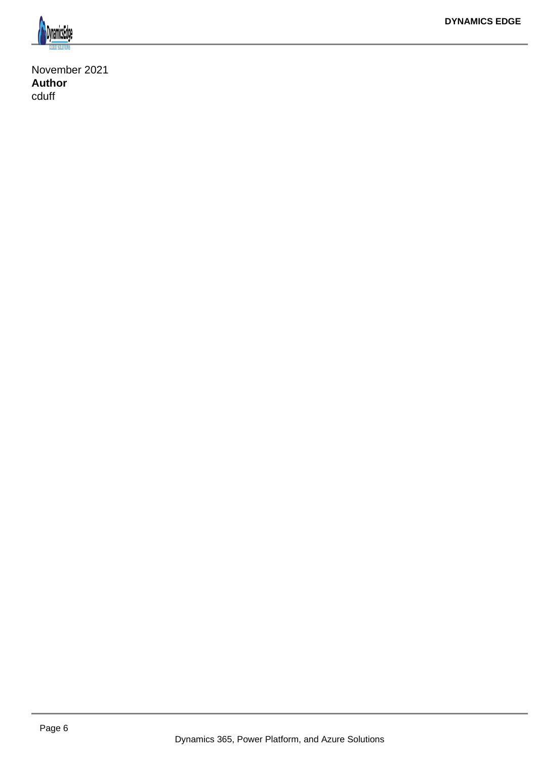November 2021

**Author**

cduff